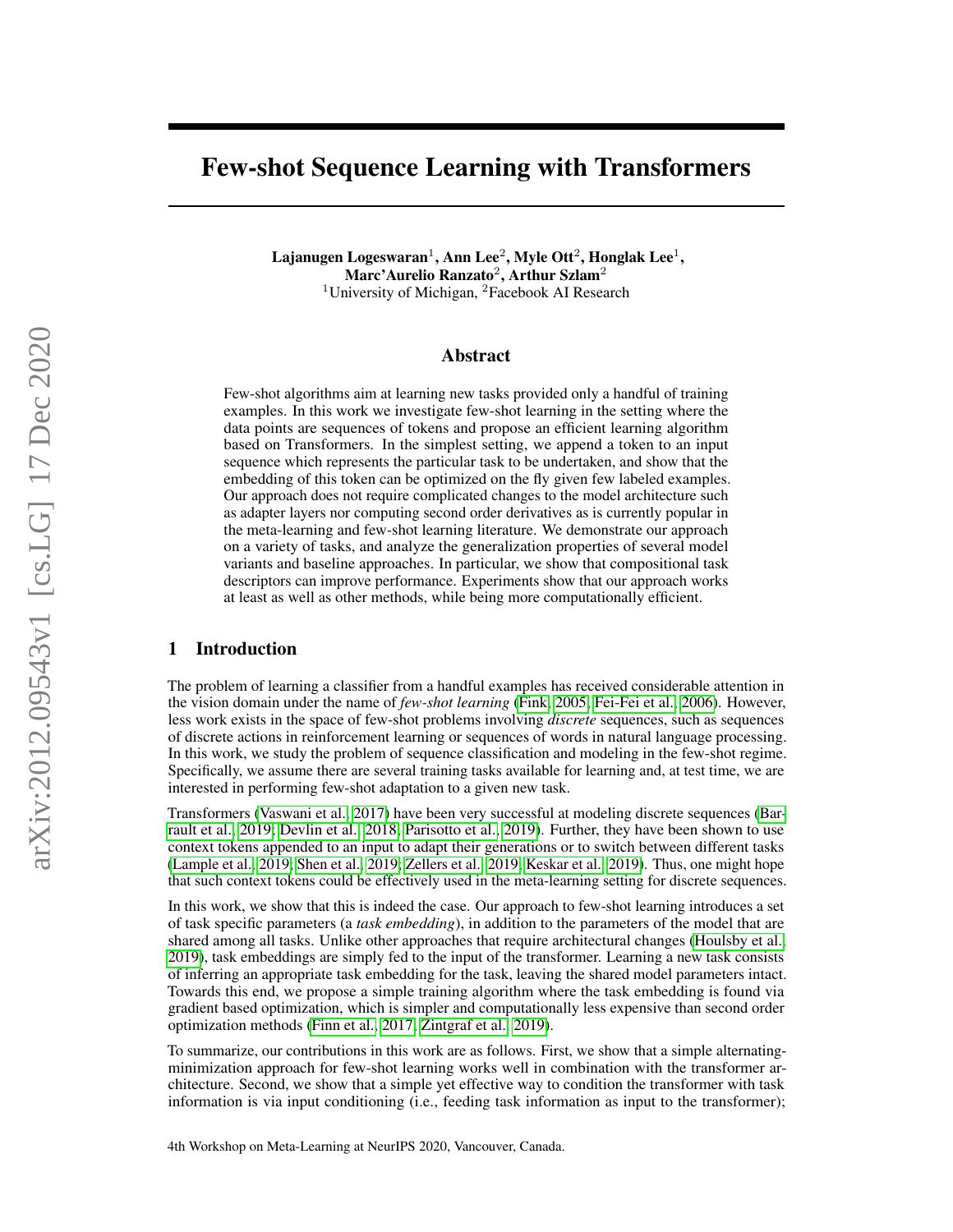# Few-shot Sequence Learning with Transformers

**Lajanugen Logeswaran**[1], **Ann Lee**[2], **Myle Ott**[2], **Honglak Lee**[1], **Marc'Aurelio Ranzato**[2], **Arthur Szlam**[2]
[1]University of Michigan, [2]Facebook AI Research

## Abstract

Few-shot algorithms aim at learning new tasks provided only a handful of training examples. In this work we investigate few-shot learning in the setting where the data points are sequences of tokens and propose an efficient learning algorithm based on Transformers. In the simplest setting, we append a token to an input sequence which represents the particular task to be undertaken, and show that the embedding of this token can be optimized on the fly given few labeled examples. Our approach does not require complicated changes to the model architecture such as adapter layers nor computing second order derivatives as is currently popular in the meta-learning and few-shot learning literature. We demonstrate our approach on a variety of tasks, and analyze the generalization properties of several model variants and baseline approaches. In particular, we show that compositional task descriptors can improve performance. Experiments show that our approach works at least as well as other methods, while being more computationally efficient.

## 1 Introduction

The problem of learning a classifier from a handful examples has received considerable attention in the vision domain under the name of *few-shot learning* (Fink, 2005; Fei-Fei et al., 2006). However, less work exists in the space of few-shot problems involving *discrete* sequences, such as sequences of discrete actions in reinforcement learning or sequences of words in natural language processing. In this work, we study the problem of sequence classification and modeling in the few-shot regime. Specifically, we assume there are several training tasks available for learning and, at test time, we are interested in performing few-shot adaptation to a given new task.

Transformers (Vaswani et al., 2017) have been very successful at modeling discrete sequences (Barrault et al., 2019; Devlin et al., 2018; Parisotto et al., 2019). Further, they have been shown to use context tokens appended to an input to adapt their generations or to switch between different tasks (Lample et al., 2019; Shen et al., 2019; Zellers et al., 2019; Keskar et al., 2019). Thus, one might hope that such context tokens could be effectively used in the meta-learning setting for discrete sequences.

In this work, we show that this is indeed the case. Our approach to few-shot learning introduces a set of task specific parameters (a *task embedding*), in addition to the parameters of the model that are shared among all tasks. Unlike other approaches that require architectural changes (Houlsby et al., 2019), task embeddings are simply fed to the input of the transformer. Learning a new task consists of inferring an appropriate task embedding for the task, leaving the shared model parameters intact. Towards this end, we propose a simple training algorithm where the task embedding is found via gradient based optimization, which is simpler and computationally less expensive than second order optimization methods (Finn et al., 2017; Zintgraf et al., 2019).

To summarize, our contributions in this work are as follows. First, we show that a simple alternating-minimization approach for few-shot learning works well in combination with the transformer architecture. Second, we show that a simple yet effective way to condition the transformer with task information is via input conditioning (i.e., feeding task information as input to the transformer);

4th Workshop on Meta-Learning at NeurIPS 2020, Vancouver, Canada.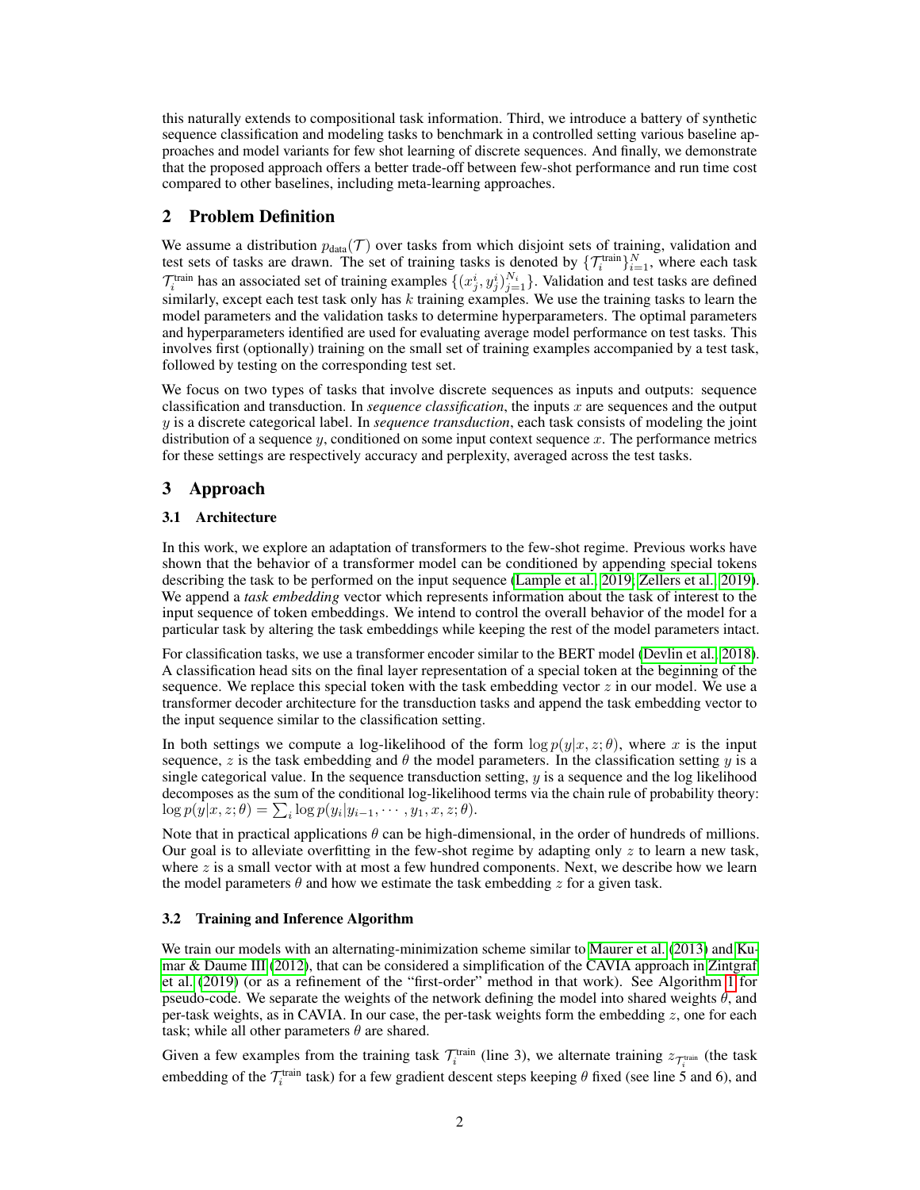this naturally extends to compositional task information. Third, we introduce a battery of synthetic sequence classification and modeling tasks to benchmark in a controlled setting various baseline approaches and model variants for few shot learning of discrete sequences. And finally, we demonstrate that the proposed approach offers a better trade-off between few-shot performance and run time cost compared to other baselines, including meta-learning approaches.

## 2 Problem Definition

We assume a distribution $p_{\text{data}}(\mathcal{T})$ over tasks from which disjoint sets of training, validation and test sets of tasks are drawn. The set of training tasks is denoted by $\{\mathcal{T}_i^{\text{train}}\}_{i=1}^N$, where each task $\mathcal{T}_i^{\text{train}}$ has an associated set of training examples $\{(x_j^i, y_j^i)_{j=1}^{N_i}\}$. Validation and test tasks are defined similarly, except each test task only has $k$ training examples. We use the training tasks to learn the model parameters and the validation tasks to determine hyperparameters. The optimal parameters and hyperparameters identified are used for evaluating average model performance on test tasks. This involves first (optionally) training on the small set of training examples accompanied by a test task, followed by testing on the corresponding test set.

We focus on two types of tasks that involve discrete sequences as inputs and outputs: sequence classification and transduction. In *sequence classification*, the inputs $x$ are sequences and the output $y$ is a discrete categorical label. In *sequence transduction*, each task consists of modeling the joint distribution of a sequence $y$, conditioned on some input context sequence $x$. The performance metrics for these settings are respectively accuracy and perplexity, averaged across the test tasks.

## 3 Approach

### 3.1 Architecture

In this work, we explore an adaptation of transformers to the few-shot regime. Previous works have shown that the behavior of a transformer model can be conditioned by appending special tokens describing the task to be performed on the input sequence (Lample et al., 2019; Zellers et al., 2019). We append a *task embedding* vector which represents information about the task of interest to the input sequence of token embeddings. We intend to control the overall behavior of the model for a particular task by altering the task embeddings while keeping the rest of the model parameters intact.

For classification tasks, we use a transformer encoder similar to the BERT model (Devlin et al., 2018). A classification head sits on the final layer representation of a special token at the beginning of the sequence. We replace this special token with the task embedding vector $z$ in our model. We use a transformer decoder architecture for the transduction tasks and append the task embedding vector to the input sequence similar to the classification setting.

In both settings we compute a log-likelihood of the form $\log p(y|x, z; \theta)$, where $x$ is the input sequence, $z$ is the task embedding and $\theta$ the model parameters. In the classification setting $y$ is a single categorical value. In the sequence transduction setting, $y$ is a sequence and the log likelihood decomposes as the sum of the conditional log-likelihood terms via the chain rule of probability theory: $\log p(y|x, z; \theta) = \sum_i \log p(y_i|y_{i-1}, \cdots, y_1, x, z; \theta)$.

Note that in practical applications $\theta$ can be high-dimensional, in the order of hundreds of millions. Our goal is to alleviate overfitting in the few-shot regime by adapting only $z$ to learn a new task, where $z$ is a small vector with at most a few hundred components. Next, we describe how we learn the model parameters $\theta$ and how we estimate the task embedding $z$ for a given task.

### 3.2 Training and Inference Algorithm

We train our models with an alternating-minimization scheme similar to Maurer et al. (2013) and Kumar & Daume III (2012), that can be considered a simplification of the CAVIA approach in Zintgraf et al. (2019) (or as a refinement of the "first-order" method in that work). See Algorithm 1 for pseudo-code. We separate the weights of the network defining the model into shared weights $\theta$, and per-task weights, as in CAVIA. In our case, the per-task weights form the embedding $z$, one for each task; while all other parameters $\theta$ are shared.

Given a few examples from the training task $\mathcal{T}_i^{\text{train}}$ (line 3), we alternate training $z_{\mathcal{T}_i^{\text{train}}}$ (the task embedding of the $\mathcal{T}_i^{\text{train}}$ task) for a few gradient descent steps keeping $\theta$ fixed (see line 5 and 6), and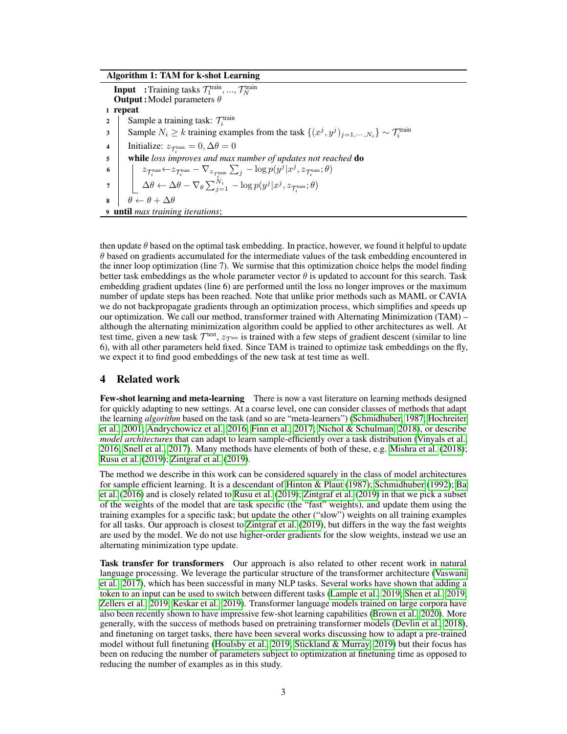**Algorithm 1: TAM for k-shot Learning**

```
Input   : Training tasks T_1^train, ..., T_N^train
Output  : Model parameters θ
1 repeat
2     Sample a training task: T_i^train
3     Sample N_i ≥ k training examples from the task {(x^j, y^j)_{j=1,...,N_i}} ~ T_i^train
4     Initialize: z_{T_i^train} = 0, Δθ = 0
5     while loss improves and max number of updates not reached do
6         z_{T_i^train} ← z_{T_i^train} − ∇_{z_{T_i^train}} Σ_j −log p(y^j | x^j, z_{T_i^train}; θ)
7         Δθ ← Δθ − ∇_θ Σ_{j=1}^{N_i} −log p(y^j | x^j, z_{T_i^train}; θ)
8     θ ← θ + Δθ
9 until max training iterations;
```

Line 6: $z_{\mathcal{T}_i^{\text{train}}} \leftarrow z_{\mathcal{T}_i^{\text{train}}} - \nabla_{z_{\mathcal{T}_i^{\text{train}}}} \sum_j -\log p(y^j|x^j, z_{\mathcal{T}_i^{\text{train}}}; \theta)$

Line 7: $\Delta\theta \leftarrow \Delta\theta - \nabla_\theta \sum_{j=1}^{N_i} -\log p(y^j|x^j, z_{\mathcal{T}_i^{\text{train}}}; \theta)$

then update $\theta$ based on the optimal task embedding. In practice, however, we found it helpful to update $\theta$ based on gradients accumulated for the intermediate values of the task embedding encountered in the inner loop optimization (line 7). We surmise that this optimization choice helps the model finding better task embeddings as the whole parameter vector $\theta$ is updated to account for this search. Task embedding gradient updates (line 6) are performed until the loss no longer improves or the maximum number of update steps has been reached. Note that unlike prior methods such as MAML or CAVIA we do not backpropagate gradients through an optimization process, which simplifies and speeds up our optimization. We call our method, transformer trained with Alternating Minimization (TAM) – although the alternating minimization algorithm could be applied to other architectures as well. At test time, given a new task $\mathcal{T}^{\text{test}}$, $z_{\mathcal{T}^{\text{test}}}$ is trained with a few steps of gradient descent (similar to line 6), with all other parameters held fixed. Since TAM is trained to optimize task embeddings on the fly, we expect it to find good embeddings of the new task at test time as well.

## 4 Related work

**Few-shot learning and meta-learning** There is now a vast literature on learning methods designed for quickly adapting to new settings. At a coarse level, one can consider classes of methods that adapt the learning *algorithm* based on the task (and so are "meta-learners") (Schmidhuber, 1987; Hochreiter et al., 2001; Andrychowicz et al., 2016; Finn et al., 2017; Nichol & Schulman, 2018), or describe *model architectures* that can adapt to learn sample-efficiently over a task distribution (Vinyals et al., 2016; Snell et al., 2017). Many methods have elements of both of these, e.g. Mishra et al. (2018); Rusu et al. (2019); Zintgraf et al. (2019).

The method we describe in this work can be considered squarely in the class of model architectures for sample efficient learning. It is a descendant of Hinton & Plaut (1987); Schmidhuber (1992); Ba et al. (2016) and is closely related to Rusu et al. (2019); Zintgraf et al. (2019) in that we pick a subset of the weights of the model that are task specific (the "fast" weights), and update them using the training examples for a specific task; but update the other ("slow") weights on all training examples for all tasks. Our approach is closest to Zintgraf et al. (2019), but differs in the way the fast weights are used by the model. We do not use higher-order gradients for the slow weights, instead we use an alternating minimization type update.

**Task transfer for transformers** Our approach is also related to other recent work in natural language processing. We leverage the particular structure of the transformer architecture (Vaswani et al., 2017), which has been successful in many NLP tasks. Several works have shown that adding a token to an input can be used to switch between different tasks (Lample et al., 2019; Shen et al., 2019; Zellers et al., 2019; Keskar et al., 2019). Transformer language models trained on large corpora have also been recently shown to have impressive few-shot learning capabilities (Brown et al., 2020). More generally, with the success of methods based on pretraining transformer models (Devlin et al., 2018), and finetuning on target tasks, there have been several works discussing how to adapt a pre-trained model without full finetuning (Houlsby et al., 2019; Stickland & Murray, 2019) but their focus has been on reducing the number of parameters subject to optimization at finetuning time as opposed to reducing the number of examples as in this study.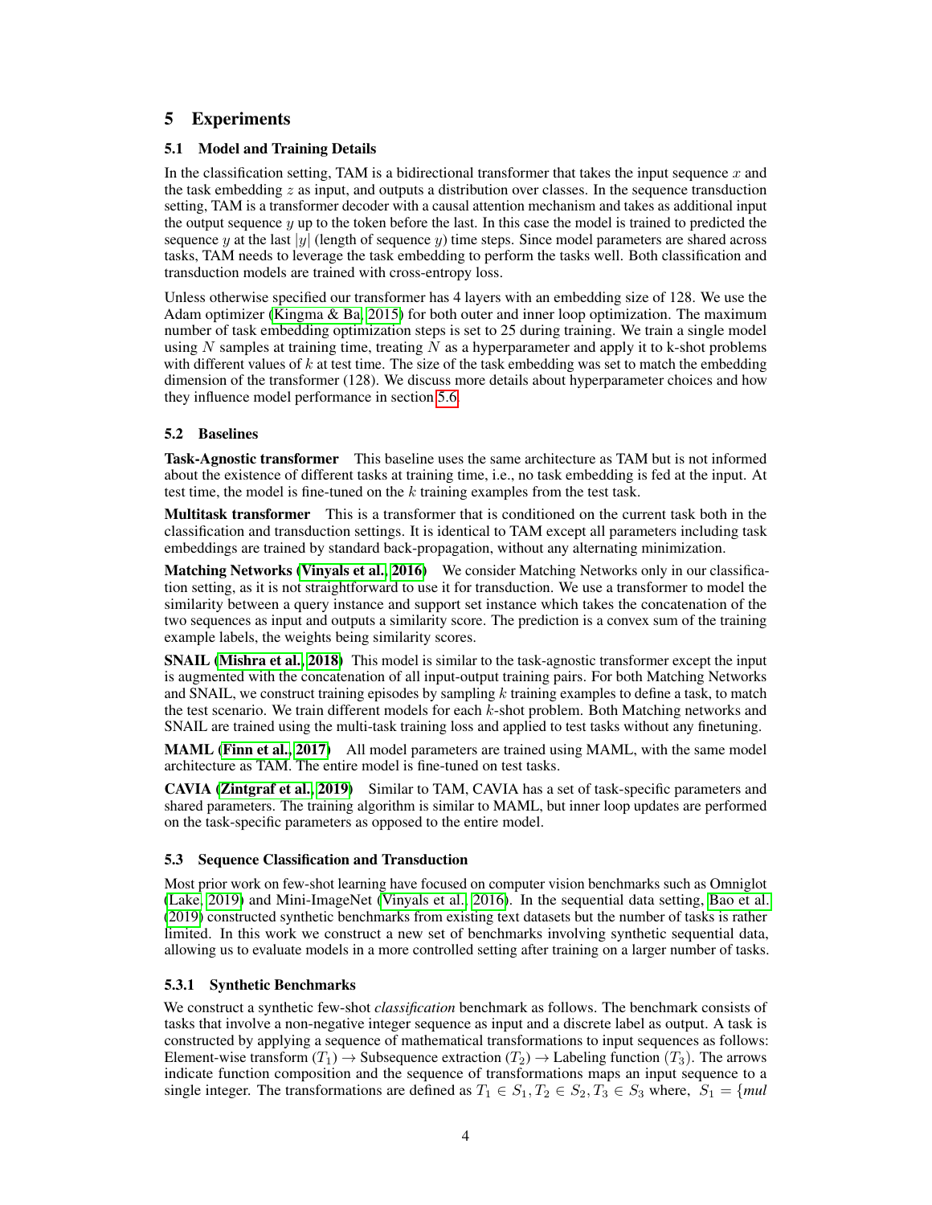## 5 Experiments

### 5.1 Model and Training Details

In the classification setting, TAM is a bidirectional transformer that takes the input sequence $x$ and the task embedding $z$ as input, and outputs a distribution over classes. In the sequence transduction setting, TAM is a transformer decoder with a causal attention mechanism and takes as additional input the output sequence $y$ up to the token before the last. In this case the model is trained to predicted the sequence $y$ at the last $|y|$ (length of sequence $y$) time steps. Since model parameters are shared across tasks, TAM needs to leverage the task embedding to perform the tasks well. Both classification and transduction models are trained with cross-entropy loss.

Unless otherwise specified our transformer has 4 layers with an embedding size of 128. We use the Adam optimizer (Kingma & Ba, 2015) for both outer and inner loop optimization. The maximum number of task embedding optimization steps is set to 25 during training. We train a single model using $N$ samples at training time, treating $N$ as a hyperparameter and apply it to k-shot problems with different values of $k$ at test time. The size of the task embedding was set to match the embedding dimension of the transformer (128). We discuss more details about hyperparameter choices and how they influence model performance in section 5.6.

### 5.2 Baselines

**Task-Agnostic transformer** This baseline uses the same architecture as TAM but is not informed about the existence of different tasks at training time, i.e., no task embedding is fed at the input. At test time, the model is fine-tuned on the $k$ training examples from the test task.

**Multitask transformer** This is a transformer that is conditioned on the current task both in the classification and transduction settings. It is identical to TAM except all parameters including task embeddings are trained by standard back-propagation, without any alternating minimization.

**Matching Networks (Vinyals et al., 2016)** We consider Matching Networks only in our classification setting, as it is not straightforward to use it for transduction. We use a transformer to model the similarity between a query instance and support set instance which takes the concatenation of the two sequences as input and outputs a similarity score. The prediction is a convex sum of the training example labels, the weights being similarity scores.

**SNAIL (Mishra et al., 2018)** This model is similar to the task-agnostic transformer except the input is augmented with the concatenation of all input-output training pairs. For both Matching Networks and SNAIL, we construct training episodes by sampling $k$ training examples to define a task, to match the test scenario. We train different models for each $k$-shot problem. Both Matching networks and SNAIL are trained using the multi-task training loss and applied to test tasks without any finetuning.

**MAML (Finn et al., 2017)** All model parameters are trained using MAML, with the same model architecture as TAM. The entire model is fine-tuned on test tasks.

**CAVIA (Zintgraf et al., 2019)** Similar to TAM, CAVIA has a set of task-specific parameters and shared parameters. The training algorithm is similar to MAML, but inner loop updates are performed on the task-specific parameters as opposed to the entire model.

### 5.3 Sequence Classification and Transduction

Most prior work on few-shot learning have focused on computer vision benchmarks such as Omniglot (Lake, 2019) and Mini-ImageNet (Vinyals et al., 2016). In the sequential data setting, Bao et al. (2019) constructed synthetic benchmarks from existing text datasets but the number of tasks is rather limited. In this work we construct a new set of benchmarks involving synthetic sequential data, allowing us to evaluate models in a more controlled setting after training on a larger number of tasks.

#### 5.3.1 Synthetic Benchmarks

We construct a synthetic few-shot *classification* benchmark as follows. The benchmark consists of tasks that involve a non-negative integer sequence as input and a discrete label as output. A task is constructed by applying a sequence of mathematical transformations to input sequences as follows: Element-wise transform ($T_1$) $\rightarrow$ Subsequence extraction ($T_2$) $\rightarrow$ Labeling function ($T_3$). The arrows indicate function composition and the sequence of transformations maps an input sequence to a single integer. The transformations are defined as $T_1 \in S_1, T_2 \in S_2, T_3 \in S_3$ where, $S_1 = \{$*mul*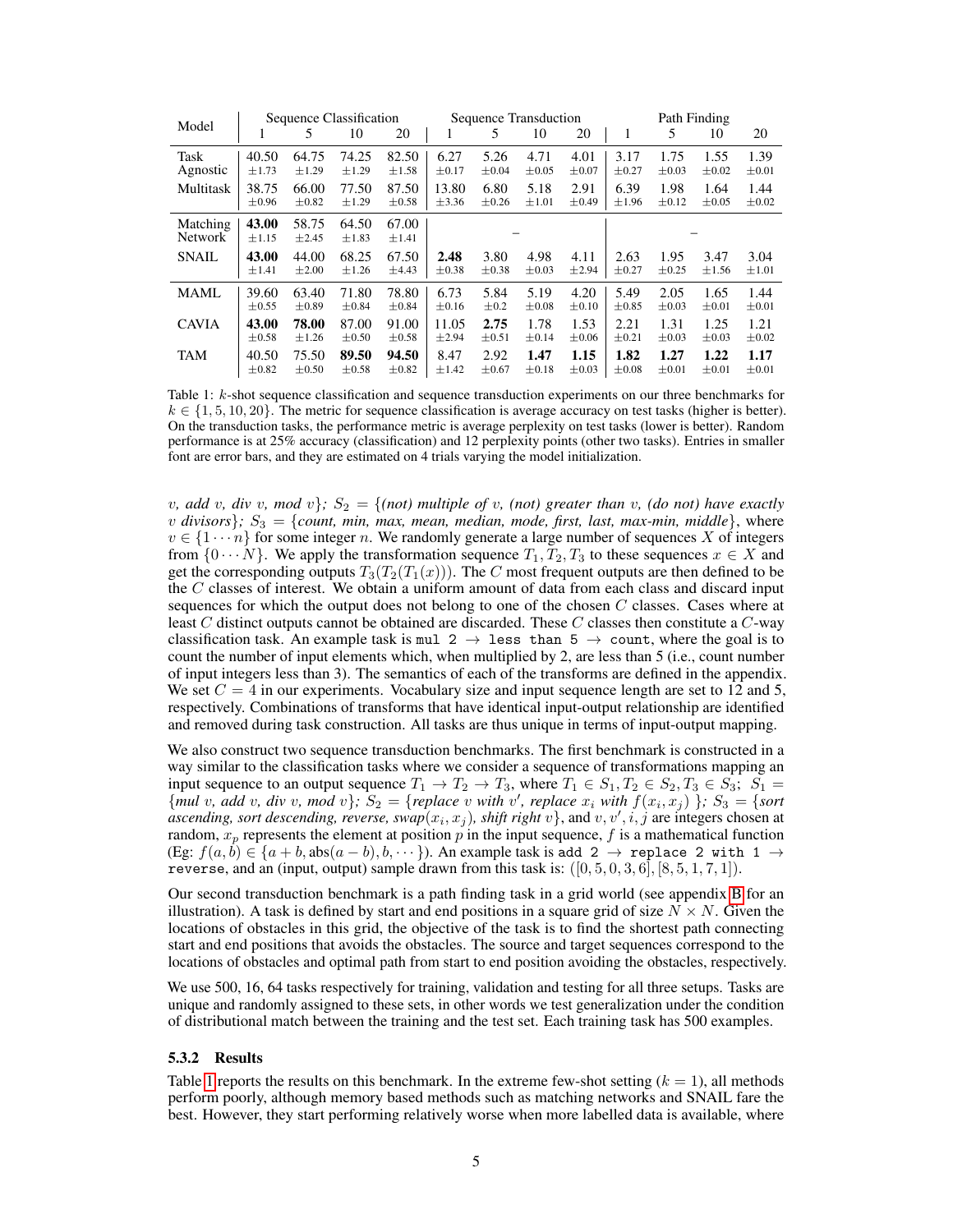| Model | Sequence Classification | | | | Sequence Transduction | | | | Path Finding | | | |
|---|---|---|---|---|---|---|---|---|---|---|---|---|
| | 1 | 5 | 10 | 20 | 1 | 5 | 10 | 20 | 1 | 5 | 10 | 20 |
| Task Agnostic | 40.50 $\pm$1.73 | 64.75 $\pm$1.29 | 74.25 $\pm$1.29 | 82.50 $\pm$1.58 | 6.27 $\pm$0.17 | 5.26 $\pm$0.04 | 4.71 $\pm$0.05 | 4.01 $\pm$0.07 | 3.17 $\pm$0.27 | 1.75 $\pm$0.03 | 1.55 $\pm$0.02 | 1.39 $\pm$0.01 |
| Multitask | 38.75 $\pm$0.96 | 66.00 $\pm$0.82 | 77.50 $\pm$1.29 | 87.50 $\pm$0.58 | 13.80 $\pm$3.36 | 6.80 $\pm$0.26 | 5.18 $\pm$1.01 | 2.91 $\pm$0.49 | 6.39 $\pm$1.96 | 1.98 $\pm$0.12 | 1.64 $\pm$0.05 | 1.44 $\pm$0.02 |
| Matching Network | **43.00** $\pm$1.15 | 58.75 $\pm$2.45 | 64.50 $\pm$1.83 | 67.00 $\pm$1.41 | – | | | | – | | | |
| SNAIL | **43.00** $\pm$1.41 | 44.00 $\pm$2.00 | 68.25 $\pm$1.26 | 67.50 $\pm$4.43 | **2.48** $\pm$0.38 | 3.80 $\pm$0.38 | 4.98 $\pm$0.03 | 4.11 $\pm$2.94 | 2.63 $\pm$0.27 | 1.95 $\pm$0.25 | 3.47 $\pm$1.56 | 3.04 $\pm$1.01 |
| MAML | 39.60 $\pm$0.55 | 63.40 $\pm$0.89 | 71.80 $\pm$0.84 | 78.80 $\pm$0.84 | 6.73 $\pm$0.16 | 5.84 $\pm$0.2 | 5.19 $\pm$0.08 | 4.20 $\pm$0.10 | 5.49 $\pm$0.85 | 2.05 $\pm$0.03 | 1.65 $\pm$0.01 | 1.44 $\pm$0.01 |
| CAVIA | **43.00** $\pm$0.58 | **78.00** $\pm$1.26 | 87.00 $\pm$0.50 | 91.00 $\pm$0.58 | 11.05 $\pm$2.94 | **2.75** $\pm$0.51 | 1.78 $\pm$0.14 | 1.53 $\pm$0.06 | 2.21 $\pm$0.21 | 1.31 $\pm$0.03 | 1.25 $\pm$0.03 | 1.21 $\pm$0.02 |
| TAM | 40.50 $\pm$0.82 | 75.50 $\pm$0.50 | **89.50** $\pm$0.58 | **94.50** $\pm$0.82 | 8.47 $\pm$1.42 | 2.92 $\pm$0.67 | **1.47** $\pm$0.18 | **1.15** $\pm$0.03 | **1.82** $\pm$0.08 | **1.27** $\pm$0.01 | **1.22** $\pm$0.01 | **1.17** $\pm$0.01 |

Table 1: $k$-shot sequence classification and sequence transduction experiments on our three benchmarks for $k \in \{1, 5, 10, 20\}$. The metric for sequence classification is average accuracy on test tasks (higher is better). On the transduction tasks, the performance metric is average perplexity on test tasks (lower is better). Random performance is at 25% accuracy (classification) and 12 perplexity points (other two tasks). Entries in smaller font are error bars, and they are estimated on 4 trials varying the model initialization.

$v$, *add* $v$, *div* $v$, *mod* $v$}; $S_2$ = {*(not) multiple of* $v$, *(not) greater than* $v$, *(do not) have exactly* $v$ *divisors*}; $S_3$ = {*count, min, max, mean, median, mode, first, last, max-min, middle*}, where $v \in \{1 \cdots n\}$ for some integer $n$. We randomly generate a large number of sequences $X$ of integers from $\{0 \cdots N\}$. We apply the transformation sequence $T_1, T_2, T_3$ to these sequences $x \in X$ and get the corresponding outputs $T_3(T_2(T_1(x)))$. The $C$ most frequent outputs are then defined to be the $C$ classes of interest. We obtain a uniform amount of data from each class and discard input sequences for which the output does not belong to one of the chosen $C$ classes. Cases where at least $C$ distinct outputs cannot be obtained are discarded. These $C$ classes then constitute a $C$-way classification task. An example task is `mul 2` $\rightarrow$ `less than 5` $\rightarrow$ `count`, where the goal is to count the number of input elements which, when multiplied by 2, are less than 5 (i.e., count number of input integers less than 3). The semantics of each of the transforms are defined in the appendix. We set $C = 4$ in our experiments. Vocabulary size and input sequence length are set to 12 and 5, respectively. Combinations of transforms that have identical input-output relationship are identified and removed during task construction. All tasks are thus unique in terms of input-output mapping.

We also construct two sequence transduction benchmarks. The first benchmark is constructed in a way similar to the classification tasks where we consider a sequence of transformations mapping an input sequence to an output sequence $T_1 \rightarrow T_2 \rightarrow T_3$, where $T_1 \in S_1, T_2 \in S_2, T_3 \in S_3$; $S_1$ = {*mul* $v$, *add* $v$, *div* $v$, *mod* $v$}; $S_2$ = {*replace* $v$ *with* $v'$, *replace* $x_i$ *with* $f(x_i, x_j)$ }; $S_3$ = {*sort ascending, sort descending, reverse, swap*$(x_i, x_j)$*, shift right* $v$}, and $v, v', i, j$ are integers chosen at random, $x_p$ represents the element at position $p$ in the input sequence, $f$ is a mathematical function (Eg: $f(a, b) \in \{a + b, \text{abs}(a - b), b, \cdots\}$). An example task is `add 2` $\rightarrow$ `replace 2 with 1` $\rightarrow$ `reverse`, and an (input, output) sample drawn from this task is: $([0, 5, 0, 3, 6], [8, 5, 1, 7, 1])$.

Our second transduction benchmark is a path finding task in a grid world (see appendix B for an illustration). A task is defined by start and end positions in a square grid of size $N \times N$. Given the locations of obstacles in this grid, the objective of the task is to find the shortest path connecting start and end positions that avoids the obstacles. The source and target sequences correspond to the locations of obstacles and optimal path from start to end position avoiding the obstacles, respectively.

We use 500, 16, 64 tasks respectively for training, validation and testing for all three setups. Tasks are unique and randomly assigned to these sets, in other words we test generalization under the condition of distributional match between the training and the test set. Each training task has 500 examples.

### 5.3.2 Results

Table 1 reports the results on this benchmark. In the extreme few-shot setting ($k = 1$), all methods perform poorly, although memory based methods such as matching networks and SNAIL fare the best. However, they start performing relatively worse when more labelled data is available, where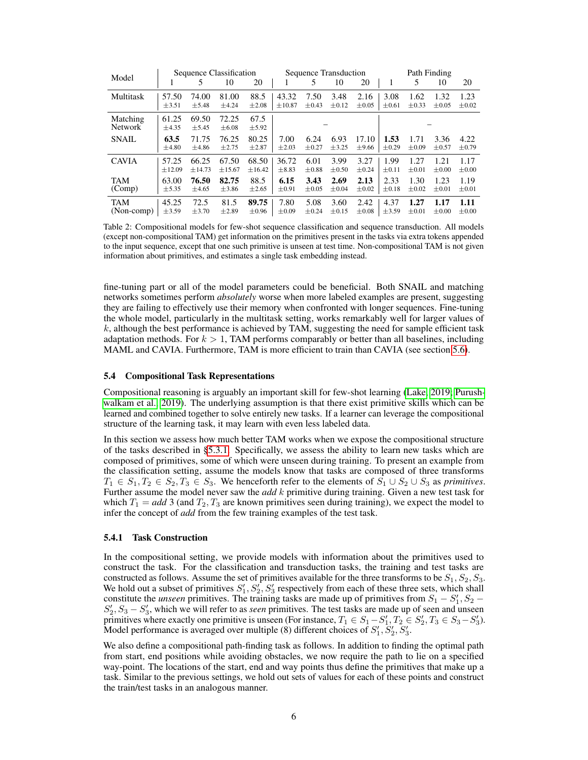| Model | Sequence Classification | | | | Sequence Transduction | | | | Path Finding | | | |
|---|---|---|---|---|---|---|---|---|---|---|---|---|
| | 1 | 5 | 10 | 20 | 1 | 5 | 10 | 20 | 1 | 5 | 10 | 20 |
| Multitask | 57.50 ±3.51 | 74.00 ±5.48 | 81.00 ±4.24 | 88.5 ±2.08 | 43.32 ±10.87 | 7.50 ±0.43 | 3.48 ±0.12 | 2.16 ±0.05 | 3.08 ±0.61 | 1.62 ±0.33 | 1.32 ±0.05 | 1.23 ±0.02 |
| Matching Network | 61.25 ±4.35 | 69.50 ±5.45 | 72.25 ±6.08 | 67.5 ±5.92 | – | | | | – | | | |
| SNAIL | **63.5** ±4.80 | 71.75 ±4.86 | 76.25 ±2.75 | 80.25 ±2.87 | 7.00 ±2.03 | 6.24 ±0.27 | 6.93 ±3.25 | 17.10 ±9.66 | **1.53** ±0.29 | 1.71 ±0.09 | 3.36 ±0.57 | 4.22 ±0.79 |
| CAVIA | 57.25 ±12.09 | 66.25 ±14.73 | 67.50 ±15.67 | 68.50 ±16.42 | 36.72 ±8.83 | 6.01 ±0.88 | 3.99 ±0.50 | 3.27 ±0.24 | 1.99 ±0.11 | 1.27 ±0.01 | 1.21 ±0.00 | 1.17 ±0.00 |
| TAM (Comp) | 63.00 ±5.35 | **76.50** ±4.65 | **82.75** ±3.86 | 88.5 ±2.65 | **6.15** ±0.91 | **3.43** ±0.05 | **2.69** ±0.04 | **2.13** ±0.02 | 2.33 ±0.18 | 1.30 ±0.02 | 1.23 ±0.01 | 1.19 ±0.01 |
| TAM (Non-comp) | 45.25 ±3.59 | 72.5 ±3.70 | 81.5 ±2.89 | **89.75** ±0.96 | 7.80 ±0.09 | 5.08 ±0.24 | 3.60 ±0.15 | 2.42 ±0.08 | 4.37 ±3.59 | **1.27** ±0.01 | **1.17** ±0.00 | **1.11** ±0.00 |

Table 2: Compositional models for few-shot sequence classification and sequence transduction. All models (except non-compositional TAM) get information on the primitives present in the tasks via extra tokens appended to the input sequence, except that one such primitive is unseen at test time. Non-compositional TAM is not given information about primitives, and estimates a single task embedding instead.

fine-tuning part or all of the model parameters could be beneficial. Both SNAIL and matching networks sometimes perform *absolutely* worse when more labeled examples are present, suggesting they are failing to effectively use their memory when confronted with longer sequences. Fine-tuning the whole model, particularly in the multitask setting, works remarkably well for larger values of $k$, although the best performance is achieved by TAM, suggesting the need for sample efficient task adaptation methods. For $k > 1$, TAM performs comparably or better than all baselines, including MAML and CAVIA. Furthermore, TAM is more efficient to train than CAVIA (see section 5.6).

### 5.4 Compositional Task Representations

Compositional reasoning is arguably an important skill for few-shot learning (Lake, 2019; Purushwalkam et al., 2019). The underlying assumption is that there exist primitive skills which can be learned and combined together to solve entirely new tasks. If a learner can leverage the compositional structure of the learning task, it may learn with even less labeled data.

In this section we assess how much better TAM works when we expose the compositional structure of the tasks described in §5.3.1. Specifically, we assess the ability to learn new tasks which are composed of primitives, some of which were unseen during training. To present an example from the classification setting, assume the models know that tasks are composed of three transforms $T_1 \in S_1, T_2 \in S_2, T_3 \in S_3$. We henceforth refer to the elements of $S_1 \cup S_2 \cup S_3$ as *primitives*. Further assume the model never saw the *add* $k$ primitive during training. Given a new test task for which $T_1 =$ *add* 3 (and $T_2, T_3$ are known primitives seen during training), we expect the model to infer the concept of *add* from the few training examples of the test task.

#### 5.4.1 Task Construction

In the compositional setting, we provide models with information about the primitives used to construct the task. For the classification and transduction tasks, the training and test tasks are constructed as follows. Assume the set of primitives available for the three transforms to be $S_1, S_2, S_3$. We hold out a subset of primitives $S_1', S_2', S_3'$ respectively from each of these three sets, which shall constitute the *unseen* primitives. The training tasks are made up of primitives from $S_1 - S_1', S_2 - S_2', S_3 - S_3'$, which we will refer to as *seen* primitives. The test tasks are made up of seen and unseen primitives where exactly one primitive is unseen (For instance, $T_1 \in S_1 - S_1', T_2 \in S_2', T_3 \in S_3 - S_3'$). Model performance is averaged over multiple (8) different choices of $S_1', S_2', S_3'$.

We also define a compositional path-finding task as follows. In addition to finding the optimal path from start, end positions while avoiding obstacles, we now require the path to lie on a specified way-point. The locations of the start, end and way points thus define the primitives that make up a task. Similar to the previous settings, we hold out sets of values for each of these points and construct the train/test tasks in an analogous manner.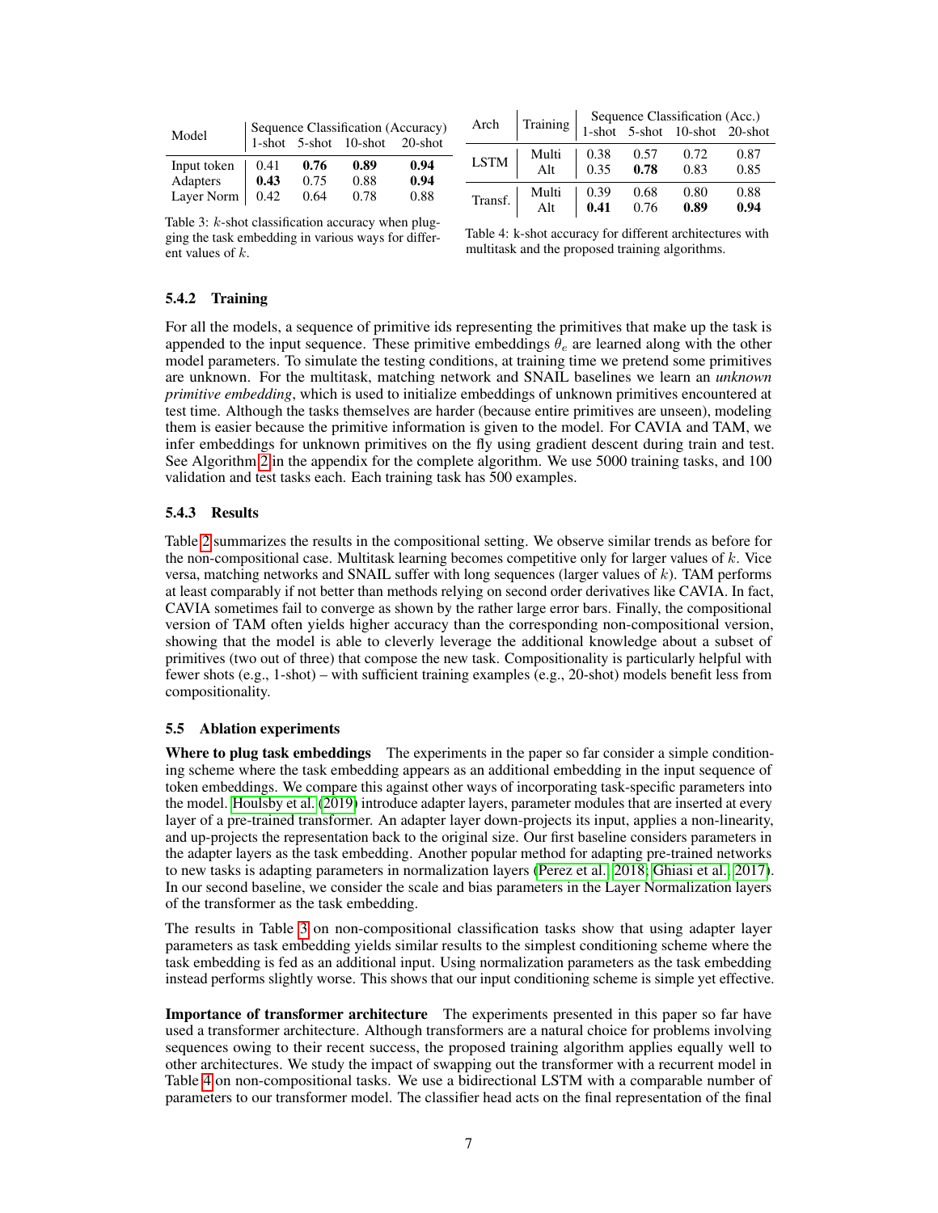| Model | Sequence Classification (Accuracy) | | | |
|---|---|---|---|---|
| | 1-shot | 5-shot | 10-shot | 20-shot |
| Input token | 0.41 | **0.76** | **0.89** | **0.94** |
| Adapters | **0.43** | 0.75 | 0.88 | **0.94** |
| Layer Norm | 0.42 | 0.64 | 0.78 | 0.88 |

Table 3: $k$-shot classification accuracy when plugging the task embedding in various ways for different values of $k$.

| Arch | Training | Sequence Classification (Acc.) | | | |
|---|---|---|---|---|---|
| | | 1-shot | 5-shot | 10-shot | 20-shot |
| LSTM | Multi | 0.38 | 0.57 | 0.72 | 0.87 |
| | Alt | 0.35 | **0.78** | 0.83 | 0.85 |
| Transf. | Multi | 0.39 | 0.68 | 0.80 | 0.88 |
| | Alt | **0.41** | 0.76 | **0.89** | **0.94** |

Table 4: k-shot accuracy for different architectures with multitask and the proposed training algorithms.

#### 5.4.2 Training

For all the models, a sequence of primitive ids representing the primitives that make up the task is appended to the input sequence. These primitive embeddings $\theta_e$ are learned along with the other model parameters. To simulate the testing conditions, at training time we pretend some primitives are unknown. For the multitask, matching network and SNAIL baselines we learn an *unknown primitive embedding*, which is used to initialize embeddings of unknown primitives encountered at test time. Although the tasks themselves are harder (because entire primitives are unseen), modeling them is easier because the primitive information is given to the model. For CAVIA and TAM, we infer embeddings for unknown primitives on the fly using gradient descent during train and test. See Algorithm 2 in the appendix for the complete algorithm. We use 5000 training tasks, and 100 validation and test tasks each. Each training task has 500 examples.

#### 5.4.3 Results

Table 2 summarizes the results in the compositional setting. We observe similar trends as before for the non-compositional case. Multitask learning becomes competitive only for larger values of $k$. Vice versa, matching networks and SNAIL suffer with long sequences (larger values of $k$). TAM performs at least comparably if not better than methods relying on second order derivatives like CAVIA. In fact, CAVIA sometimes fail to converge as shown by the rather large error bars. Finally, the compositional version of TAM often yields higher accuracy than the corresponding non-compositional version, showing that the model is able to cleverly leverage the additional knowledge about a subset of primitives (two out of three) that compose the new task. Compositionality is particularly helpful with fewer shots (e.g., 1-shot) – with sufficient training examples (e.g., 20-shot) models benefit less from compositionality.

### 5.5 Ablation experiments

**Where to plug task embeddings** The experiments in the paper so far consider a simple conditioning scheme where the task embedding appears as an additional embedding in the input sequence of token embeddings. We compare this against other ways of incorporating task-specific parameters into the model. Houlsby et al. (2019) introduce adapter layers, parameter modules that are inserted at every layer of a pre-trained transformer. An adapter layer down-projects its input, applies a non-linearity, and up-projects the representation back to the original size. Our first baseline considers parameters in the adapter layers as the task embedding. Another popular method for adapting pre-trained networks to new tasks is adapting parameters in normalization layers (Perez et al., 2018; Ghiasi et al., 2017). In our second baseline, we consider the scale and bias parameters in the Layer Normalization layers of the transformer as the task embedding.

The results in Table 3 on non-compositional classification tasks show that using adapter layer parameters as task embedding yields similar results to the simplest conditioning scheme where the task embedding is fed as an additional input. Using normalization parameters as the task embedding instead performs slightly worse. This shows that our input conditioning scheme is simple yet effective.

**Importance of transformer architecture** The experiments presented in this paper so far have used a transformer architecture. Although transformers are a natural choice for problems involving sequences owing to their recent success, the proposed training algorithm applies equally well to other architectures. We study the impact of swapping out the transformer with a recurrent model in Table 4 on non-compositional tasks. We use a bidirectional LSTM with a comparable number of parameters to our transformer model. The classifier head acts on the final representation of the final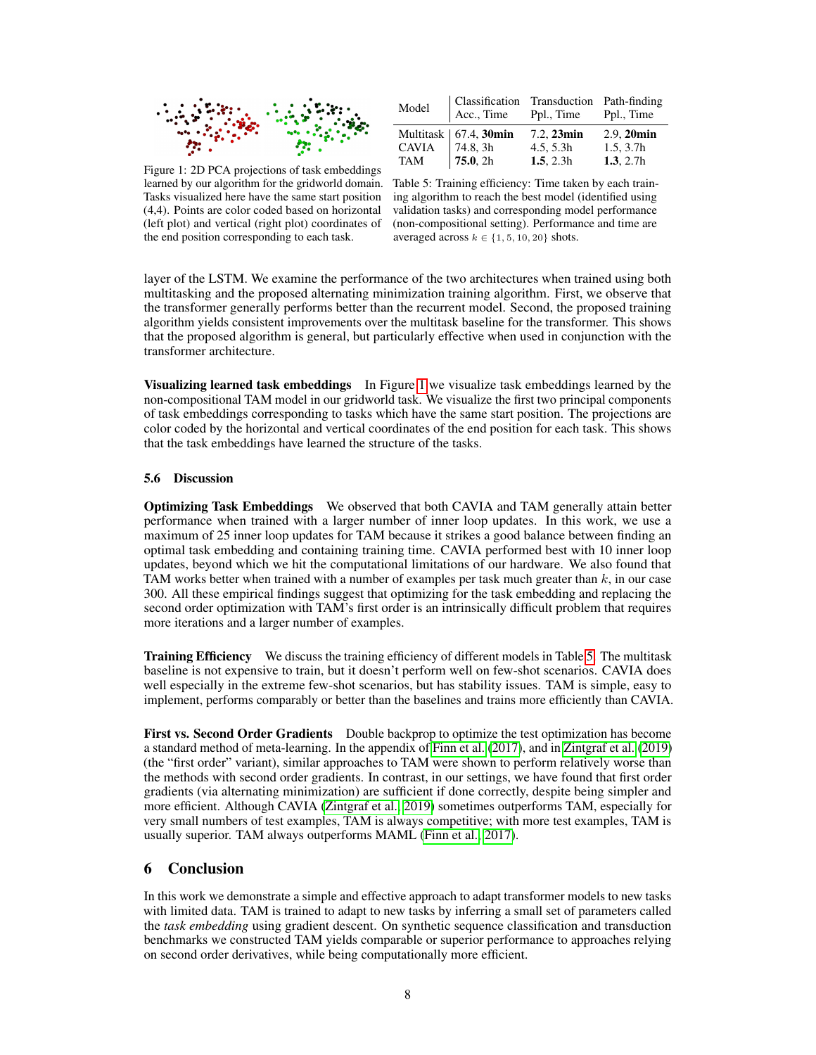Figure 1: 2D PCA projections of task embeddings learned by our algorithm for the gridworld domain. Tasks visualized here have the same start position (4,4). Points are color coded based on horizontal (left plot) and vertical (right plot) coordinates of the end position corresponding to each task.

| Model | Classification Acc., Time | Transduction Ppl., Time | Path-finding Ppl., Time |
|---|---|---|---|
| Multitask | 67.4, **30min** | 7.2, **23min** | 2.9, **20min** |
| CAVIA | 74.8, 3h | 4.5, 5.3h | 1.5, 3.7h |
| TAM | **75.0**, 2h | **1.5**, 2.3h | **1.3**, 2.7h |

Table 5: Training efficiency: Time taken by each training algorithm to reach the best model (identified using validation tasks) and corresponding model performance (non-compositional setting). Performance and time are averaged across $k \in \{1, 5, 10, 20\}$ shots.

layer of the LSTM. We examine the performance of the two architectures when trained using both multitasking and the proposed alternating minimization training algorithm. First, we observe that the transformer generally performs better than the recurrent model. Second, the proposed training algorithm yields consistent improvements over the multitask baseline for the transformer. This shows that the proposed algorithm is general, but particularly effective when used in conjunction with the transformer architecture.

**Visualizing learned task embeddings** In Figure 1 we visualize task embeddings learned by the non-compositional TAM model in our gridworld task. We visualize the first two principal components of task embeddings corresponding to tasks which have the same start position. The projections are color coded by the horizontal and vertical coordinates of the end position for each task. This shows that the task embeddings have learned the structure of the tasks.

### 5.6 Discussion

**Optimizing Task Embeddings** We observed that both CAVIA and TAM generally attain better performance when trained with a larger number of inner loop updates. In this work, we use a maximum of 25 inner loop updates for TAM because it strikes a good balance between finding an optimal task embedding and containing training time. CAVIA performed best with 10 inner loop updates, beyond which we hit the computational limitations of our hardware. We also found that TAM works better when trained with a number of examples per task much greater than $k$, in our case 300. All these empirical findings suggest that optimizing for the task embedding and replacing the second order optimization with TAM's first order is an intrinsically difficult problem that requires more iterations and a larger number of examples.

**Training Efficiency** We discuss the training efficiency of different models in Table 5. The multitask baseline is not expensive to train, but it doesn't perform well on few-shot scenarios. CAVIA does well especially in the extreme few-shot scenarios, but has stability issues. TAM is simple, easy to implement, performs comparably or better than the baselines and trains more efficiently than CAVIA.

**First vs. Second Order Gradients** Double backprop to optimize the test optimization has become a standard method of meta-learning. In the appendix of Finn et al. (2017), and in Zintgraf et al. (2019) (the "first order" variant), similar approaches to TAM were shown to perform relatively worse than the methods with second order gradients. In contrast, in our settings, we have found that first order gradients (via alternating minimization) are sufficient if done correctly, despite being simpler and more efficient. Although CAVIA (Zintgraf et al., 2019) sometimes outperforms TAM, especially for very small numbers of test examples, TAM is always competitive; with more test examples, TAM is usually superior. TAM always outperforms MAML (Finn et al., 2017).

## 6 Conclusion

In this work we demonstrate a simple and effective approach to adapt transformer models to new tasks with limited data. TAM is trained to adapt to new tasks by inferring a small set of parameters called the *task embedding* using gradient descent. On synthetic sequence classification and transduction benchmarks we constructed TAM yields comparable or superior performance to approaches relying on second order derivatives, while being computationally more efficient.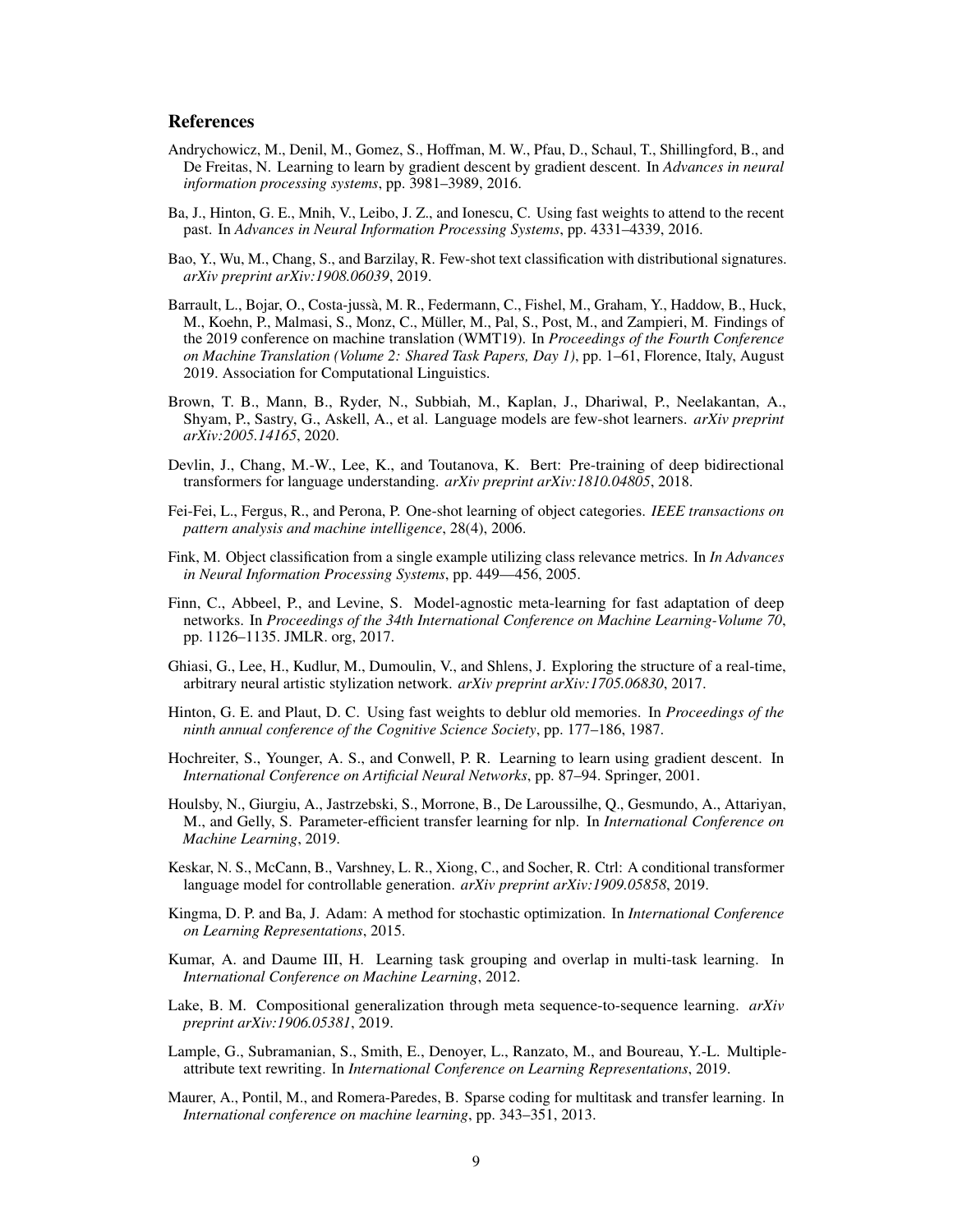## References

Andrychowicz, M., Denil, M., Gomez, S., Hoffman, M. W., Pfau, D., Schaul, T., Shillingford, B., and De Freitas, N. Learning to learn by gradient descent by gradient descent. In *Advances in neural information processing systems*, pp. 3981–3989, 2016.

Ba, J., Hinton, G. E., Mnih, V., Leibo, J. Z., and Ionescu, C. Using fast weights to attend to the recent past. In *Advances in Neural Information Processing Systems*, pp. 4331–4339, 2016.

Bao, Y., Wu, M., Chang, S., and Barzilay, R. Few-shot text classification with distributional signatures. *arXiv preprint arXiv:1908.06039*, 2019.

Barrault, L., Bojar, O., Costa-jussà, M. R., Federmann, C., Fishel, M., Graham, Y., Haddow, B., Huck, M., Koehn, P., Malmasi, S., Monz, C., Müller, M., Pal, S., Post, M., and Zampieri, M. Findings of the 2019 conference on machine translation (WMT19). In *Proceedings of the Fourth Conference on Machine Translation (Volume 2: Shared Task Papers, Day 1)*, pp. 1–61, Florence, Italy, August 2019. Association for Computational Linguistics.

Brown, T. B., Mann, B., Ryder, N., Subbiah, M., Kaplan, J., Dhariwal, P., Neelakantan, A., Shyam, P., Sastry, G., Askell, A., et al. Language models are few-shot learners. *arXiv preprint arXiv:2005.14165*, 2020.

Devlin, J., Chang, M.-W., Lee, K., and Toutanova, K. Bert: Pre-training of deep bidirectional transformers for language understanding. *arXiv preprint arXiv:1810.04805*, 2018.

Fei-Fei, L., Fergus, R., and Perona, P. One-shot learning of object categories. *IEEE transactions on pattern analysis and machine intelligence*, 28(4), 2006.

Fink, M. Object classification from a single example utilizing class relevance metrics. In *In Advances in Neural Information Processing Systems*, pp. 449—456, 2005.

Finn, C., Abbeel, P., and Levine, S. Model-agnostic meta-learning for fast adaptation of deep networks. In *Proceedings of the 34th International Conference on Machine Learning-Volume 70*, pp. 1126–1135. JMLR. org, 2017.

Ghiasi, G., Lee, H., Kudlur, M., Dumoulin, V., and Shlens, J. Exploring the structure of a real-time, arbitrary neural artistic stylization network. *arXiv preprint arXiv:1705.06830*, 2017.

Hinton, G. E. and Plaut, D. C. Using fast weights to deblur old memories. In *Proceedings of the ninth annual conference of the Cognitive Science Society*, pp. 177–186, 1987.

Hochreiter, S., Younger, A. S., and Conwell, P. R. Learning to learn using gradient descent. In *International Conference on Artificial Neural Networks*, pp. 87–94. Springer, 2001.

Houlsby, N., Giurgiu, A., Jastrzebski, S., Morrone, B., De Laroussilhe, Q., Gesmundo, A., Attariyan, M., and Gelly, S. Parameter-efficient transfer learning for nlp. In *International Conference on Machine Learning*, 2019.

Keskar, N. S., McCann, B., Varshney, L. R., Xiong, C., and Socher, R. Ctrl: A conditional transformer language model for controllable generation. *arXiv preprint arXiv:1909.05858*, 2019.

Kingma, D. P. and Ba, J. Adam: A method for stochastic optimization. In *International Conference on Learning Representations*, 2015.

Kumar, A. and Daume III, H. Learning task grouping and overlap in multi-task learning. In *International Conference on Machine Learning*, 2012.

Lake, B. M. Compositional generalization through meta sequence-to-sequence learning. *arXiv preprint arXiv:1906.05381*, 2019.

Lample, G., Subramanian, S., Smith, E., Denoyer, L., Ranzato, M., and Boureau, Y.-L. Multiple-attribute text rewriting. In *International Conference on Learning Representations*, 2019.

Maurer, A., Pontil, M., and Romera-Paredes, B. Sparse coding for multitask and transfer learning. In *International conference on machine learning*, pp. 343–351, 2013.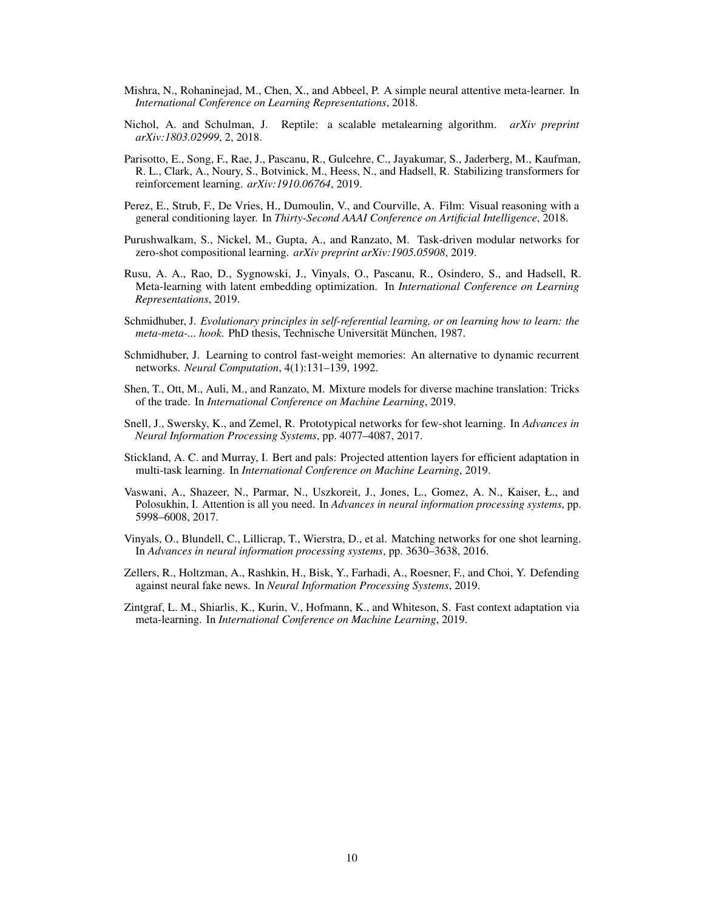Mishra, N., Rohaninejad, M., Chen, X., and Abbeel, P. A simple neural attentive meta-learner. In *International Conference on Learning Representations*, 2018.

Nichol, A. and Schulman, J. Reptile: a scalable metalearning algorithm. *arXiv preprint arXiv:1803.02999*, 2, 2018.

Parisotto, E., Song, F., Rae, J., Pascanu, R., Gulcehre, C., Jayakumar, S., Jaderberg, M., Kaufman, R. L., Clark, A., Noury, S., Botvinick, M., Heess, N., and Hadsell, R. Stabilizing transformers for reinforcement learning. *arXiv:1910.06764*, 2019.

Perez, E., Strub, F., De Vries, H., Dumoulin, V., and Courville, A. Film: Visual reasoning with a general conditioning layer. In *Thirty-Second AAAI Conference on Artificial Intelligence*, 2018.

Purushwalkam, S., Nickel, M., Gupta, A., and Ranzato, M. Task-driven modular networks for zero-shot compositional learning. *arXiv preprint arXiv:1905.05908*, 2019.

Rusu, A. A., Rao, D., Sygnowski, J., Vinyals, O., Pascanu, R., Osindero, S., and Hadsell, R. Meta-learning with latent embedding optimization. In *International Conference on Learning Representations*, 2019.

Schmidhuber, J. *Evolutionary principles in self-referential learning, or on learning how to learn: the meta-meta-... hook*. PhD thesis, Technische Universität München, 1987.

Schmidhuber, J. Learning to control fast-weight memories: An alternative to dynamic recurrent networks. *Neural Computation*, 4(1):131–139, 1992.

Shen, T., Ott, M., Auli, M., and Ranzato, M. Mixture models for diverse machine translation: Tricks of the trade. In *International Conference on Machine Learning*, 2019.

Snell, J., Swersky, K., and Zemel, R. Prototypical networks for few-shot learning. In *Advances in Neural Information Processing Systems*, pp. 4077–4087, 2017.

Stickland, A. C. and Murray, I. Bert and pals: Projected attention layers for efficient adaptation in multi-task learning. In *International Conference on Machine Learning*, 2019.

Vaswani, A., Shazeer, N., Parmar, N., Uszkoreit, J., Jones, L., Gomez, A. N., Kaiser, Ł., and Polosukhin, I. Attention is all you need. In *Advances in neural information processing systems*, pp. 5998–6008, 2017.

Vinyals, O., Blundell, C., Lillicrap, T., Wierstra, D., et al. Matching networks for one shot learning. In *Advances in neural information processing systems*, pp. 3630–3638, 2016.

Zellers, R., Holtzman, A., Rashkin, H., Bisk, Y., Farhadi, A., Roesner, F., and Choi, Y. Defending against neural fake news. In *Neural Information Processing Systems*, 2019.

Zintgraf, L. M., Shiarlis, K., Kurin, V., Hofmann, K., and Whiteson, S. Fast context adaptation via meta-learning. In *International Conference on Machine Learning*, 2019.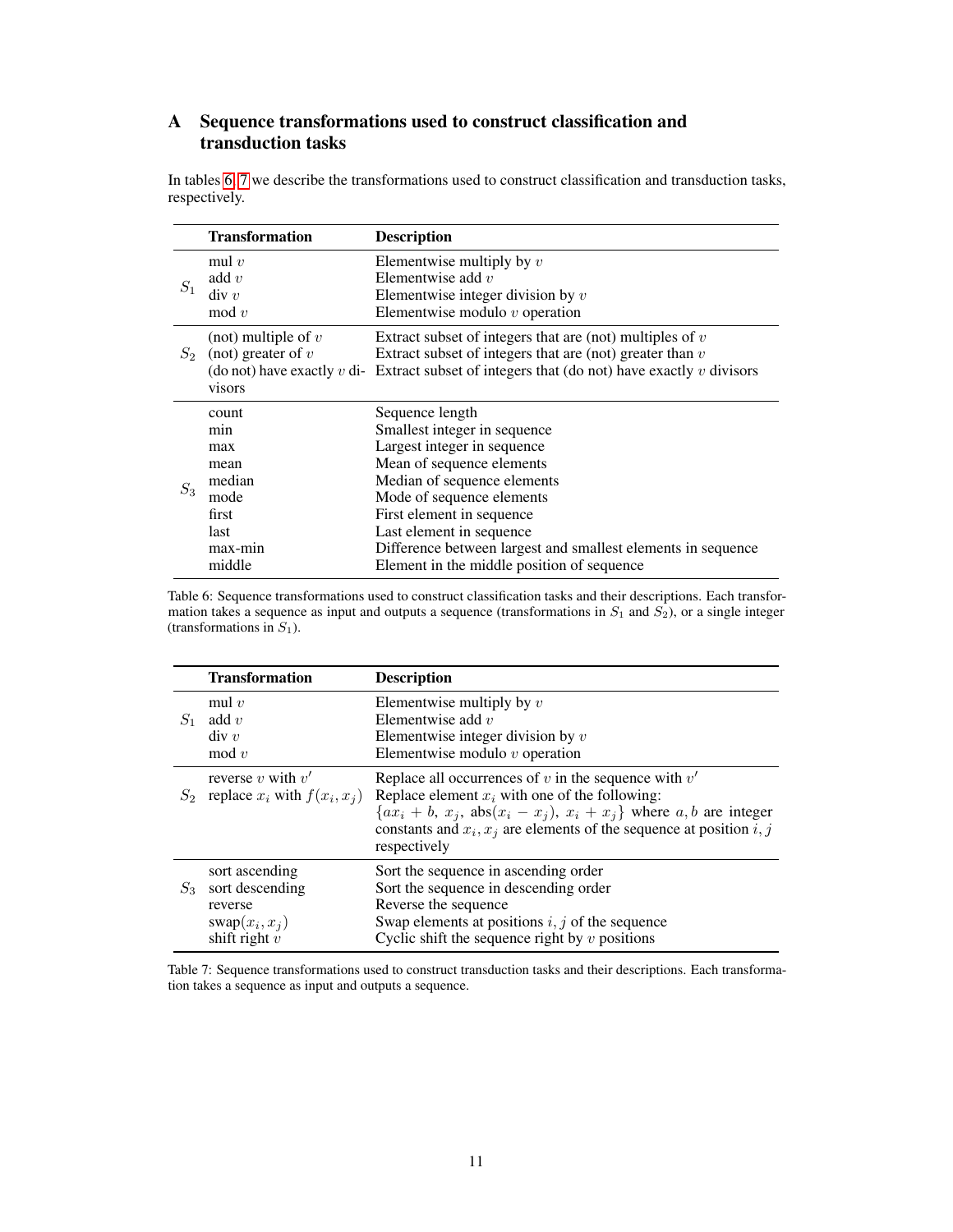# A Sequence transformations used to construct classification and transduction tasks

In tables 6, 7 we describe the transformations used to construct classification and transduction tasks, respectively.

| | Transformation | Description |
|---|---|---|
| $S_1$ | mul $v$ | Elementwise multiply by $v$ |
| | add $v$ | Elementwise add $v$ |
| | div $v$ | Elementwise integer division by $v$ |
| | mod $v$ | Elementwise modulo $v$ operation |
| $S_2$ | (not) multiple of $v$ | Extract subset of integers that are (not) multiples of $v$ |
| | (not) greater of $v$ | Extract subset of integers that are (not) greater than $v$ |
| | (do not) have exactly $v$ divisors | Extract subset of integers that (do not) have exactly $v$ divisors |
| $S_3$ | count | Sequence length |
| | min | Smallest integer in sequence |
| | max | Largest integer in sequence |
| | mean | Mean of sequence elements |
| | median | Median of sequence elements |
| | mode | Mode of sequence elements |
| | first | First element in sequence |
| | last | Last element in sequence |
| | max-min | Difference between largest and smallest elements in sequence |
| | middle | Element in the middle position of sequence |

Table 6: Sequence transformations used to construct classification tasks and their descriptions. Each transformation takes a sequence as input and outputs a sequence (transformations in $S_1$ and $S_2$), or a single integer (transformations in $S_1$).

| | Transformation | Description |
|---|---|---|
| $S_1$ | mul $v$ | Elementwise multiply by $v$ |
| | add $v$ | Elementwise add $v$ |
| | div $v$ | Elementwise integer division by $v$ |
| | mod $v$ | Elementwise modulo $v$ operation |
| $S_2$ | reverse $v$ with $v'$ | Replace all occurrences of $v$ in the sequence with $v'$ |
| | replace $x_i$ with $f(x_i, x_j)$ | Replace element $x_i$ with one of the following: $\{ax_i + b,\ x_j,\ \text{abs}(x_i - x_j),\ x_i + x_j\}$ where $a, b$ are integer constants and $x_i, x_j$ are elements of the sequence at position $i, j$ respectively |
| $S_3$ | sort ascending | Sort the sequence in ascending order |
| | sort descending | Sort the sequence in descending order |
| | reverse | Reverse the sequence |
| | swap$(x_i, x_j)$ | Swap elements at positions $i, j$ of the sequence |
| | shift right $v$ | Cyclic shift the sequence right by $v$ positions |

Table 7: Sequence transformations used to construct transduction tasks and their descriptions. Each transformation takes a sequence as input and outputs a sequence.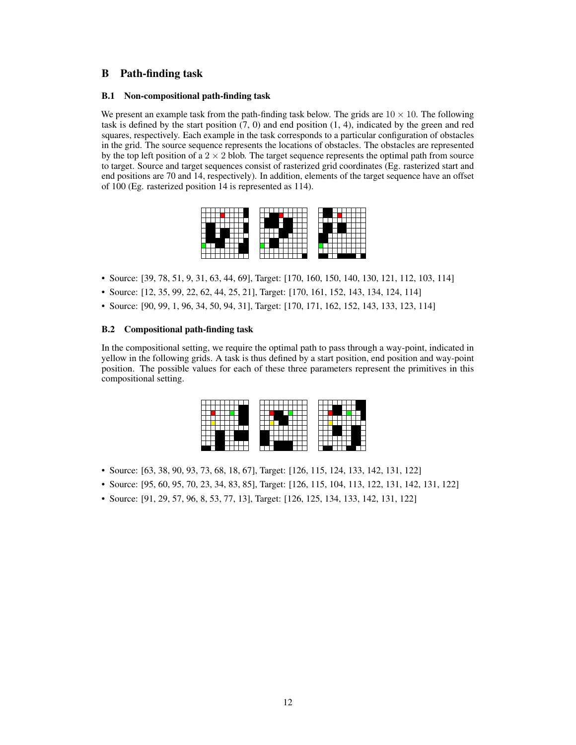## B Path-finding task

### B.1 Non-compositional path-finding task

We present an example task from the path-finding task below. The grids are $10 \times 10$. The following task is defined by the start position (7, 0) and end position (1, 4), indicated by the green and red squares, respectively. Each example in the task corresponds to a particular configuration of obstacles in the grid. The source sequence represents the locations of obstacles. The obstacles are represented by the top left position of a $2 \times 2$ blob. The target sequence represents the optimal path from source to target. Source and target sequences consist of rasterized grid coordinates (Eg. rasterized start and end positions are 70 and 14, respectively). In addition, elements of the target sequence have an offset of 100 (Eg. rasterized position 14 is represented as 114).

- Source: [39, 78, 51, 9, 31, 63, 44, 69], Target: [170, 160, 150, 140, 130, 121, 112, 103, 114]
- Source: [12, 35, 99, 22, 62, 44, 25, 21], Target: [170, 161, 152, 143, 134, 124, 114]
- Source: [90, 99, 1, 96, 34, 50, 94, 31], Target: [170, 171, 162, 152, 143, 133, 123, 114]

### B.2 Compositional path-finding task

In the compositional setting, we require the optimal path to pass through a way-point, indicated in yellow in the following grids. A task is thus defined by a start position, end position and way-point position. The possible values for each of these three parameters represent the primitives in this compositional setting.

- Source: [63, 38, 90, 93, 73, 68, 18, 67], Target: [126, 115, 124, 133, 142, 131, 122]
- Source: [95, 60, 95, 70, 23, 34, 83, 85], Target: [126, 115, 104, 113, 122, 131, 142, 131, 122]
- Source: [91, 29, 57, 96, 8, 53, 77, 13], Target: [126, 125, 134, 133, 142, 131, 122]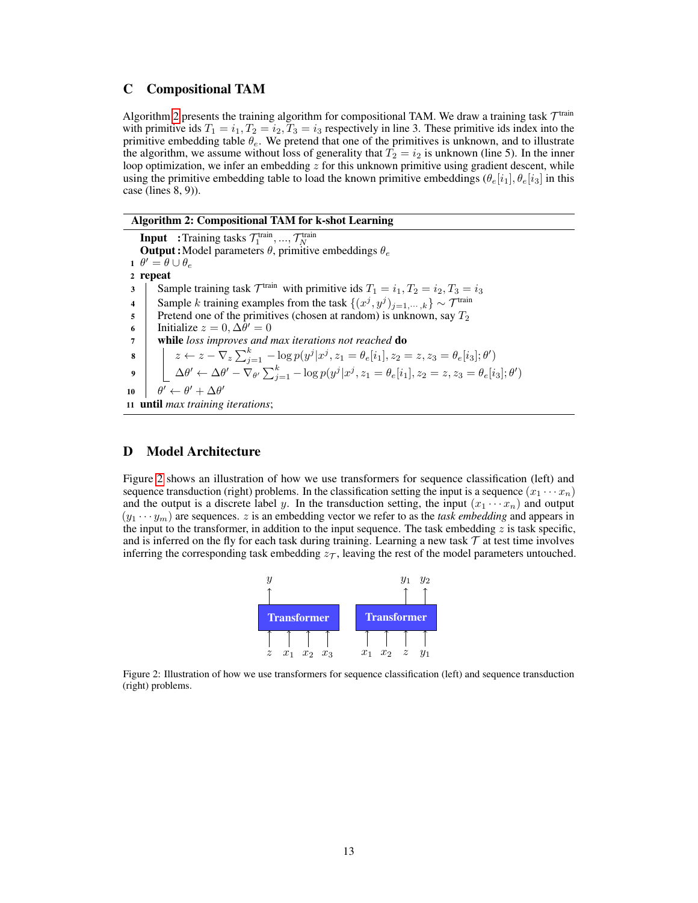## C Compositional TAM

Algorithm 2 presents the training algorithm for compositional TAM. We draw a training task $\mathcal{T}^{\text{train}}$ with primitive ids $T_1 = i_1, T_2 = i_2, T_3 = i_3$ respectively in line 3. These primitive ids index into the primitive embedding table $\theta_e$. We pretend that one of the primitives is unknown, and to illustrate the algorithm, we assume without loss of generality that $T_2 = i_2$ is unknown (line 5). In the inner loop optimization, we infer an embedding $z$ for this unknown primitive using gradient descent, while using the primitive embedding table to load the known primitive embeddings ($\theta_e[i_1], \theta_e[i_3]$ in this case (lines 8, 9)).

**Algorithm 2: Compositional TAM for k-shot Learning**

**Input** : Training tasks $\mathcal{T}_1^{\text{train}}, ..., \mathcal{T}_N^{\text{train}}$
**Output** : Model parameters $\theta$, primitive embeddings $\theta_e$

```
1  θ' = θ ∪ θ_e
2  repeat
3      Sample training task T^train with primitive ids T_1 = i_1, T_2 = i_2, T_3 = i_3
4      Sample k training examples from the task {(x^j, y^j)_{j=1,...,k}} ~ T^train
5      Pretend one of the primitives (chosen at random) is unknown, say T_2
6      Initialize z = 0, Δθ' = 0
7      while loss improves and max iterations not reached do
8          z ← z − ∇_z Σ_{j=1}^k −log p(y^j | x^j, z_1 = θ_e[i_1], z_2 = z, z_3 = θ_e[i_3]; θ')
9          Δθ' ← Δθ' − ∇_θ' Σ_{j=1}^k −log p(y^j | x^j, z_1 = θ_e[i_1], z_2 = z, z_3 = θ_e[i_3]; θ')
10     θ' ← θ' + Δθ'
11 until max training iterations;
```

Line 1: $\theta' = \theta \cup \theta_e$

Line 8: $z \leftarrow z - \nabla_z \sum_{j=1}^{k} -\log p(y^j | x^j, z_1 = \theta_e[i_1], z_2 = z, z_3 = \theta_e[i_3]; \theta')$

Line 9: $\Delta\theta' \leftarrow \Delta\theta' - \nabla_{\theta'} \sum_{j=1}^{k} -\log p(y^j | x^j, z_1 = \theta_e[i_1], z_2 = z, z_3 = \theta_e[i_3]; \theta')$

Line 10: $\theta' \leftarrow \theta' + \Delta\theta'$

## D Model Architecture

Figure 2 shows an illustration of how we use transformers for sequence classification (left) and sequence transduction (right) problems. In the classification setting the input is a sequence $(x_1 \cdots x_n)$ and the output is a discrete label $y$. In the transduction setting, the input $(x_1 \cdots x_n)$ and output $(y_1 \cdots y_m)$ are sequences. $z$ is an embedding vector we refer to as the *task embedding* and appears in the input to the transformer, in addition to the input sequence. The task embedding $z$ is task specific, and is inferred on the fly for each task during training. Learning a new task $\mathcal{T}$ at test time involves inferring the corresponding task embedding $z_{\mathcal{T}}$, leaving the rest of the model parameters untouched.

$y$

Transformer

$z$ $x_1$ $x_2$ $x_3$

$y_1$ $y_2$

Transformer

$x_1$ $x_2$ $z$ $y_1$

Figure 2: Illustration of how we use transformers for sequence classification (left) and sequence transduction (right) problems.